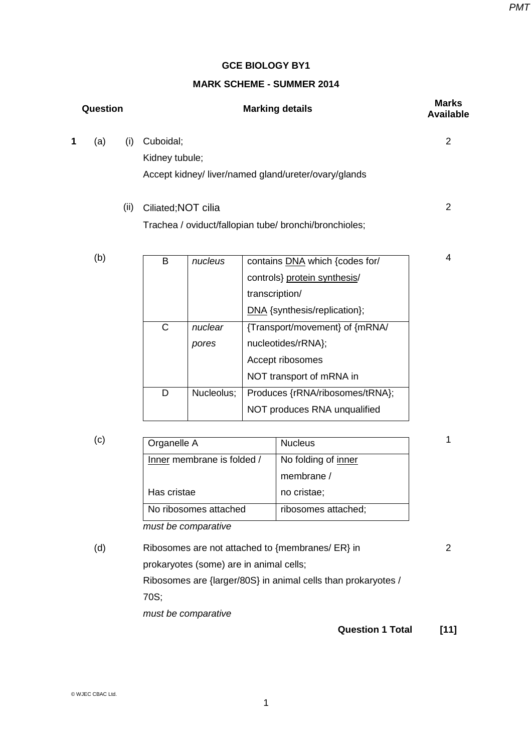**GCE BIOLOGY BY1**

**MARK SCHEME - SUMMER 2014**

| Question | | | Marking details | Marks Available |
|---|---|---|---|---|
| 1 | (a) | (i) | Cuboidal;<br>Kidney tubule;<br>Accept kidney/ liver/named gland/ureter/ovary/glands | 2 |
| | | (ii) | Ciliated;NOT cilia<br>Trachea / oviduct/fallopian tube/ bronchi/bronchioles; | 2 |

(b)

| B | *nucleus* | contains DNA which {codes for/ controls} protein synthesis/ transcription/ DNA {synthesis/replication}; |
|---|---|---|
| C | *nuclear pores* | {Transport/movement} of {mRNA/ nucleotides/rRNA};<br>Accept ribosomes<br>NOT transport of mRNA in |
| D | Nucleolus; | Produces {rRNA/ribosomes/tRNA};<br>NOT produces RNA unqualified |

Marks available: 4

(c)

| Organelle A | Nucleus |
|---|---|
| Inner membrane is folded / Has cristae | No folding of inner membrane / no cristae; |
| No ribosomes attached | ribosomes attached; |

*must be comparative*

Marks available: 1

(d) Ribosomes are not attached to {membranes/ ER} in prokaryotes (some) are in animal cells;
Ribosomes are {larger/80S} in animal cells than prokaryotes / 70S;
*must be comparative*

Marks available: 2

**Question 1 Total** **[11]**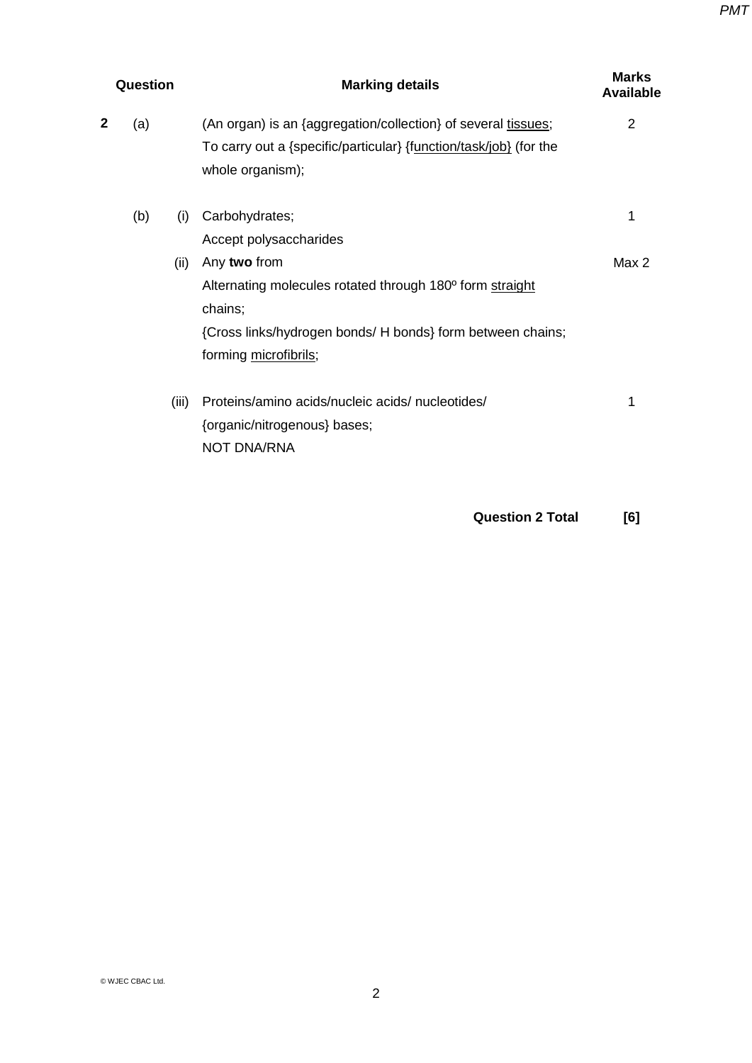| Question | | | Marking details | Marks Available |
|---|---|---|---|---|
| **2** | (a) | | (An organ) is an {aggregation/collection} of several <u>tissues</u>; <br> To carry out a {specific/particular} {<u>function/task/job</u>} (for the whole organism); | 2 |
| | (b) | (i) | Carbohydrates; <br> Accept polysaccharides | 1 |
| | | (ii) | Any **two** from <br> Alternating molecules rotated through 180º form <u>straight</u> chains; <br> {Cross links/hydrogen bonds/ H bonds} form between chains; <br> forming <u>microfibrils</u>; | Max 2 |
| | | (iii) | Proteins/amino acids/nucleic acids/ nucleotides/ {organic/nitrogenous} bases; <br> NOT DNA/RNA | 1 |
| | | | **Question 2 Total** | **[6]** |

© WJEC CBAC Ltd.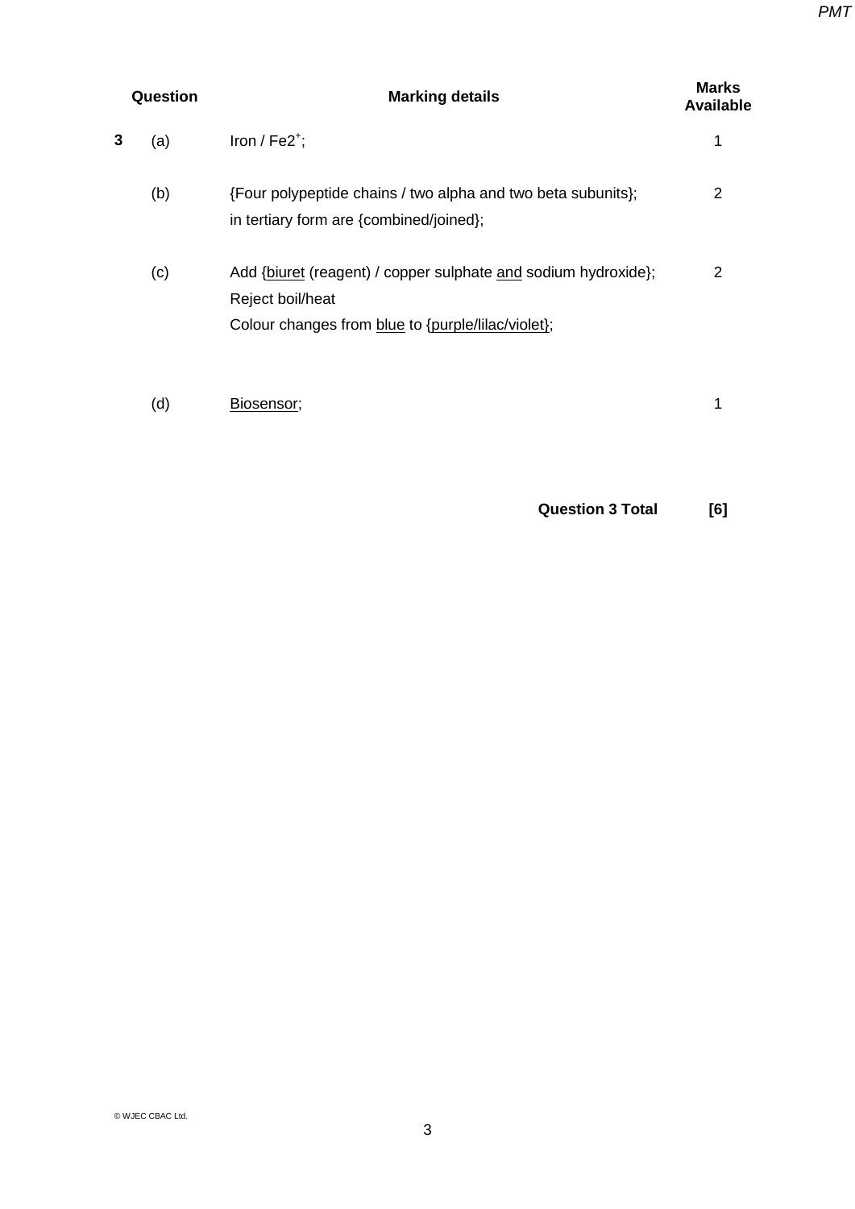| Question | | Marking details | Marks Available |
| --- | --- | --- | --- |
| 3 | (a) | Iron / $Fe2^{+}$; | 1 |
| | (b) | {Four polypeptide chains / two alpha and two beta subunits}; in tertiary form are {combined/joined}; | 2 |
| | (c) | Add {biuret (reagent) / copper sulphate and sodium hydroxide}; Reject boil/heat Colour changes from blue to {purple/lilac/violet}; | 2 |
| | (d) | Biosensor; | 1 |
| | | **Question 3 Total** | **[6]** |

© WJEC CBAC Ltd.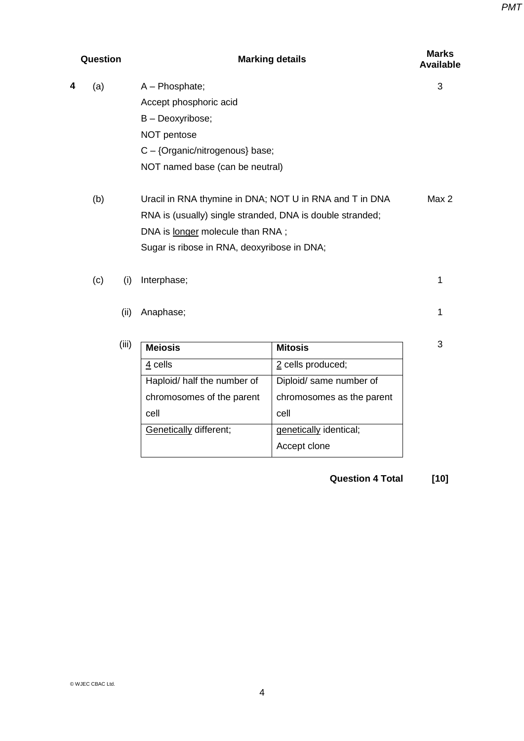| Question | | | Marking details | Marks Available |
|---|---|---|---|---|
| 4 | (a) | | A – Phosphate;<br>Accept phosphoric acid<br>B – Deoxyribose;<br>NOT pentose<br>C – {Organic/nitrogenous} base;<br>NOT named base (can be neutral) | 3 |
| | (b) | | Uracil in RNA thymine in DNA; NOT U in RNA and T in DNA<br>RNA is (usually) single stranded, DNA is double stranded;<br>DNA is <u>longer</u> molecule than RNA ;<br>Sugar is ribose in RNA, deoxyribose in DNA; | Max 2 |
| | (c) | (i) | Interphase; | 1 |
| | | (ii) | Anaphase; | 1 |
| | | (iii) | (see table below) | 3 |

| Meiosis | Mitosis |
|---|---|
| <u>4</u> cells | <u>2</u> cells produced; |
| Haploid/ half the number of chromosomes of the parent cell | Diploid/ same number of chromosomes as the parent cell |
| <u>Genetically</u> different; | <u>genetically</u> identical;<br>Accept clone |

**Question 4 Total** **[10]**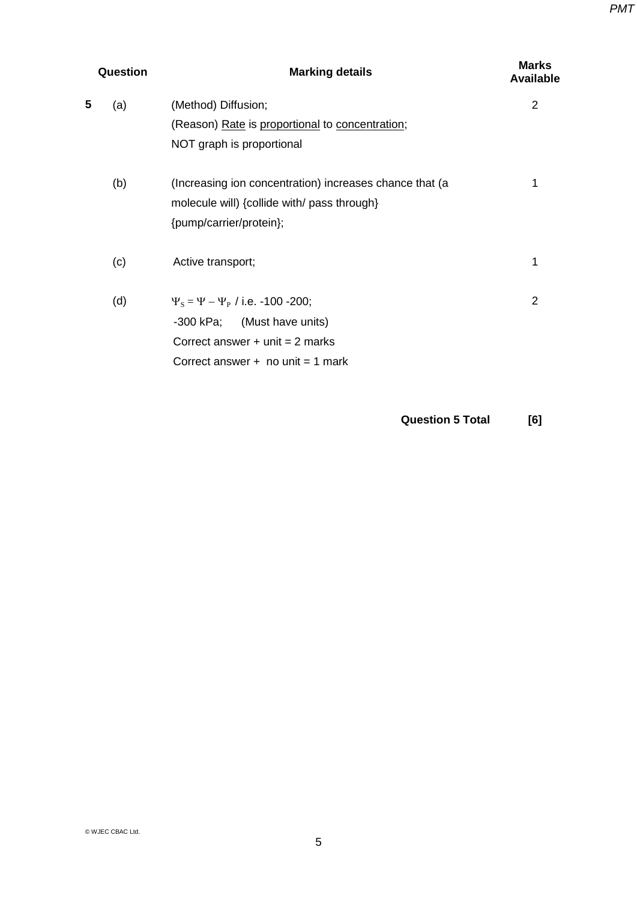| Question | | Marking details | Marks Available |
|---|---|---|---|
| 5 | (a) | (Method) Diffusion;<br>(Reason) Rate is proportional to concentration;<br>NOT graph is proportional | 2 |
| | (b) | (Increasing ion concentration) increases chance that (a molecule will) {collide with/ pass through} {pump/carrier/protein}; | 1 |
| | (c) | Active transport; | 1 |
| | (d) | $\Psi_S = \Psi - \Psi_P$ / i.e. -100 -200;<br>-300 kPa;    (Must have units)<br>Correct answer + unit = 2 marks<br>Correct answer + no unit = 1 mark | 2 |

**Question 5 Total** **[6]**

© WJEC CBAC Ltd.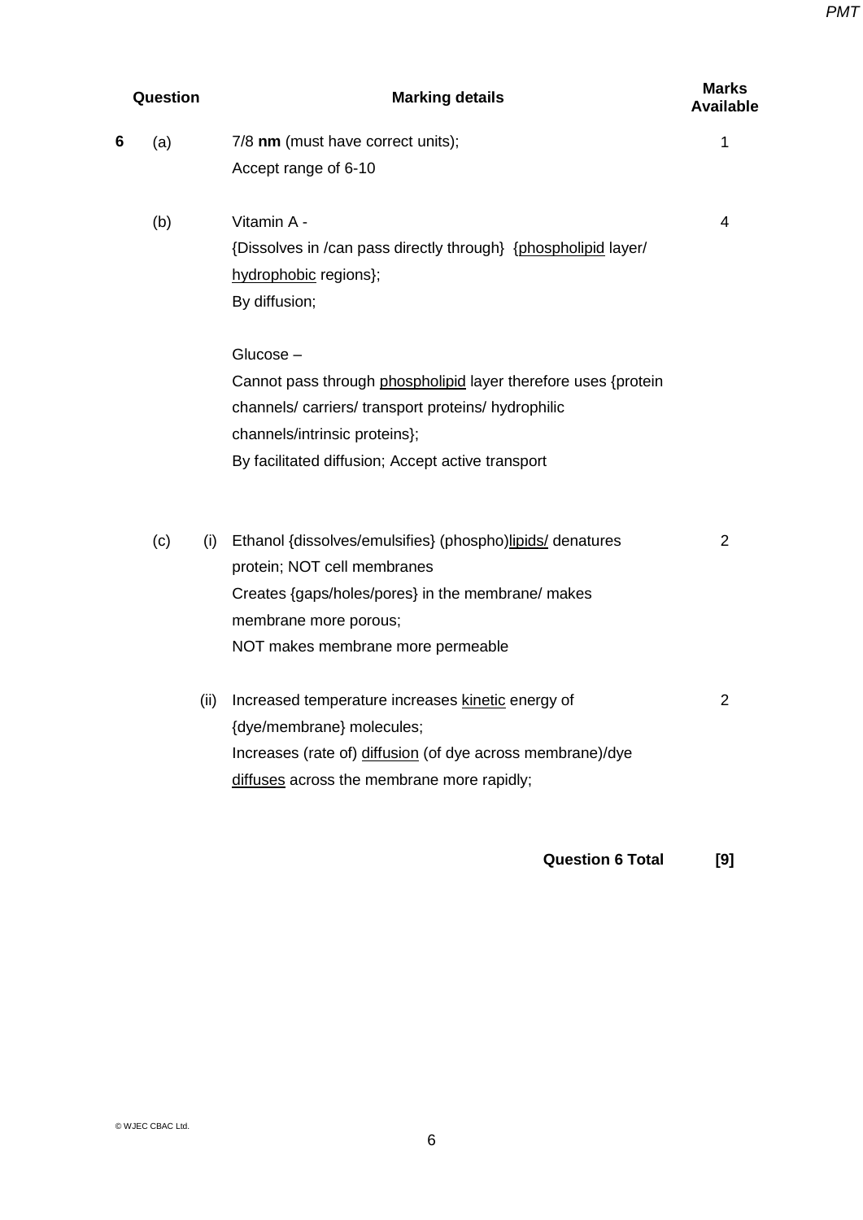| Question | | | Marking details | Marks Available |
|---|---|---|---|---|
| 6 | (a) | | 7/8 **nm** (must have correct units);<br>Accept range of 6-10 | 1 |
| | (b) | | Vitamin A -<br>{Dissolves in /can pass directly through} {phospholipid layer/ hydrophobic regions};<br>By diffusion;<br><br>Glucose –<br>Cannot pass through phospholipid layer therefore uses {protein channels/ carriers/ transport proteins/ hydrophilic channels/intrinsic proteins};<br>By facilitated diffusion; Accept active transport | 4 |
| | (c) | (i) | Ethanol {dissolves/emulsifies} (phospho)lipids/ denatures protein; NOT cell membranes<br>Creates {gaps/holes/pores} in the membrane/ makes membrane more porous;<br>NOT makes membrane more permeable | 2 |
| | | (ii) | Increased temperature increases kinetic energy of {dye/membrane} molecules;<br>Increases (rate of) diffusion (of dye across membrane)/dye diffuses across the membrane more rapidly; | 2 |
| | | | **Question 6 Total** | **[9]** |

© WJEC CBAC Ltd.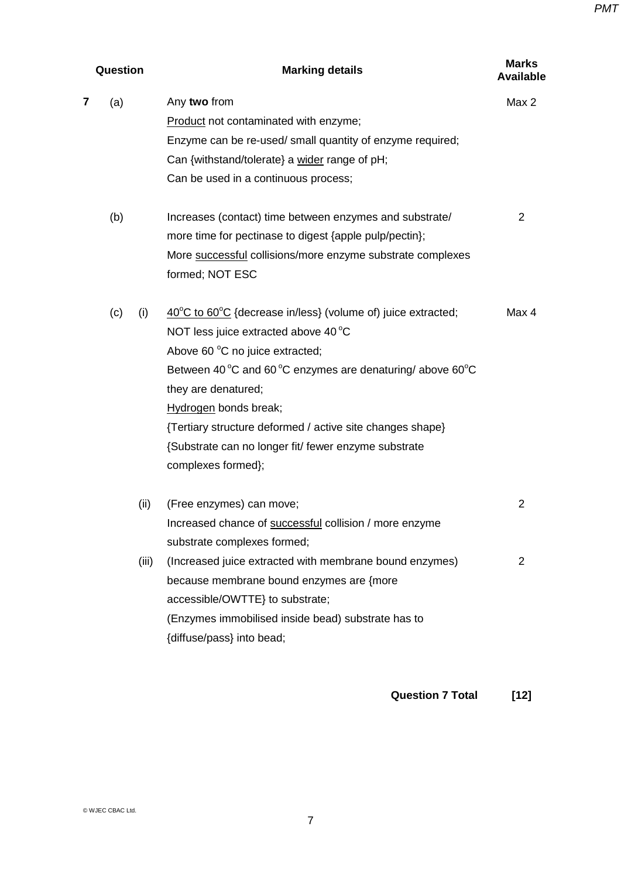| Question | | | Marking details | Marks Available |
|---|---|---|---|---|
| 7 | (a) | | Any **two** from<br>Product not contaminated with enzyme;<br>Enzyme can be re-used/ small quantity of enzyme required;<br>Can {withstand/tolerate} a wider range of pH;<br>Can be used in a continuous process; | Max 2 |
| | (b) | | Increases (contact) time between enzymes and substrate/ more time for pectinase to digest {apple pulp/pectin};<br>More successful collisions/more enzyme substrate complexes formed; NOT ESC | 2 |
| | (c) | (i) | $40^{o}C$ to $60^{o}C$ {decrease in/less} (volume of) juice extracted;<br>NOT less juice extracted above $40\,^{o}C$<br>Above $60\,^{o}C$ no juice extracted;<br>Between $40\,^{o}C$ and $60\,^{o}C$ enzymes are denaturing/ above $60^{o}C$ they are denatured;<br>Hydrogen bonds break;<br>{Tertiary structure deformed / active site changes shape}<br>{Substrate can no longer fit/ fewer enzyme substrate complexes formed}; | Max 4 |
| | | (ii) | (Free enzymes) can move;<br>Increased chance of successful collision / more enzyme substrate complexes formed; | 2 |
| | | (iii) | (Increased juice extracted with membrane bound enzymes) because membrane bound enzymes are {more accessible/OWTTE} to substrate;<br>(Enzymes immobilised inside bead) substrate has to {diffuse/pass} into bead; | 2 |

**Question 7 Total [12]**

© WJEC CBAC Ltd.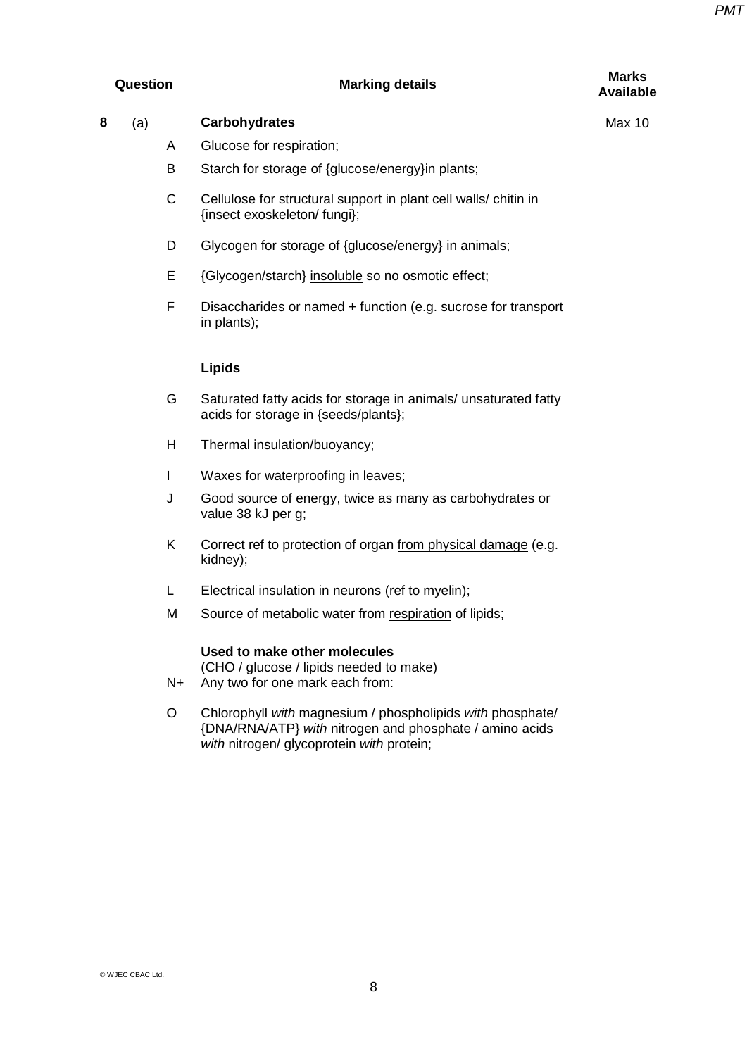| Question | | | Marking details | Marks Available |
|---|---|---|---|---|
| 8 | (a) | | **Carbohydrates** | Max 10 |
| | | A | Glucose for respiration; | |
| | | B | Starch for storage of {glucose/energy}in plants; | |
| | | C | Cellulose for structural support in plant cell walls/ chitin in {insect exoskeleton/ fungi}; | |
| | | D | Glycogen for storage of {glucose/energy} in animals; | |
| | | E | {Glycogen/starch} <u>insoluble</u> so no osmotic effect; | |
| | | F | Disaccharides or named + function (e.g. sucrose for transport in plants); | |
| | | | **Lipids** | |
| | | G | Saturated fatty acids for storage in animals/ unsaturated fatty acids for storage in {seeds/plants}; | |
| | | H | Thermal insulation/buoyancy; | |
| | | I | Waxes for waterproofing in leaves; | |
| | | J | Good source of energy, twice as many as carbohydrates or value 38 kJ per g; | |
| | | K | Correct ref to protection of organ <u>from physical damage</u> (e.g. kidney); | |
| | | L | Electrical insulation in neurons (ref to myelin); | |
| | | M | Source of metabolic water from <u>respiration</u> of lipids; | |
| | | | **Used to make other molecules** (CHO / glucose / lipids needed to make) | |
| | | N+ | Any two for one mark each from: | |
| | | O | Chlorophyll *with* magnesium / phospholipids *with* phosphate/ {DNA/RNA/ATP} *with* nitrogen and phosphate / amino acids *with* nitrogen/ glycoprotein *with* protein; | |

© WJEC CBAC Ltd.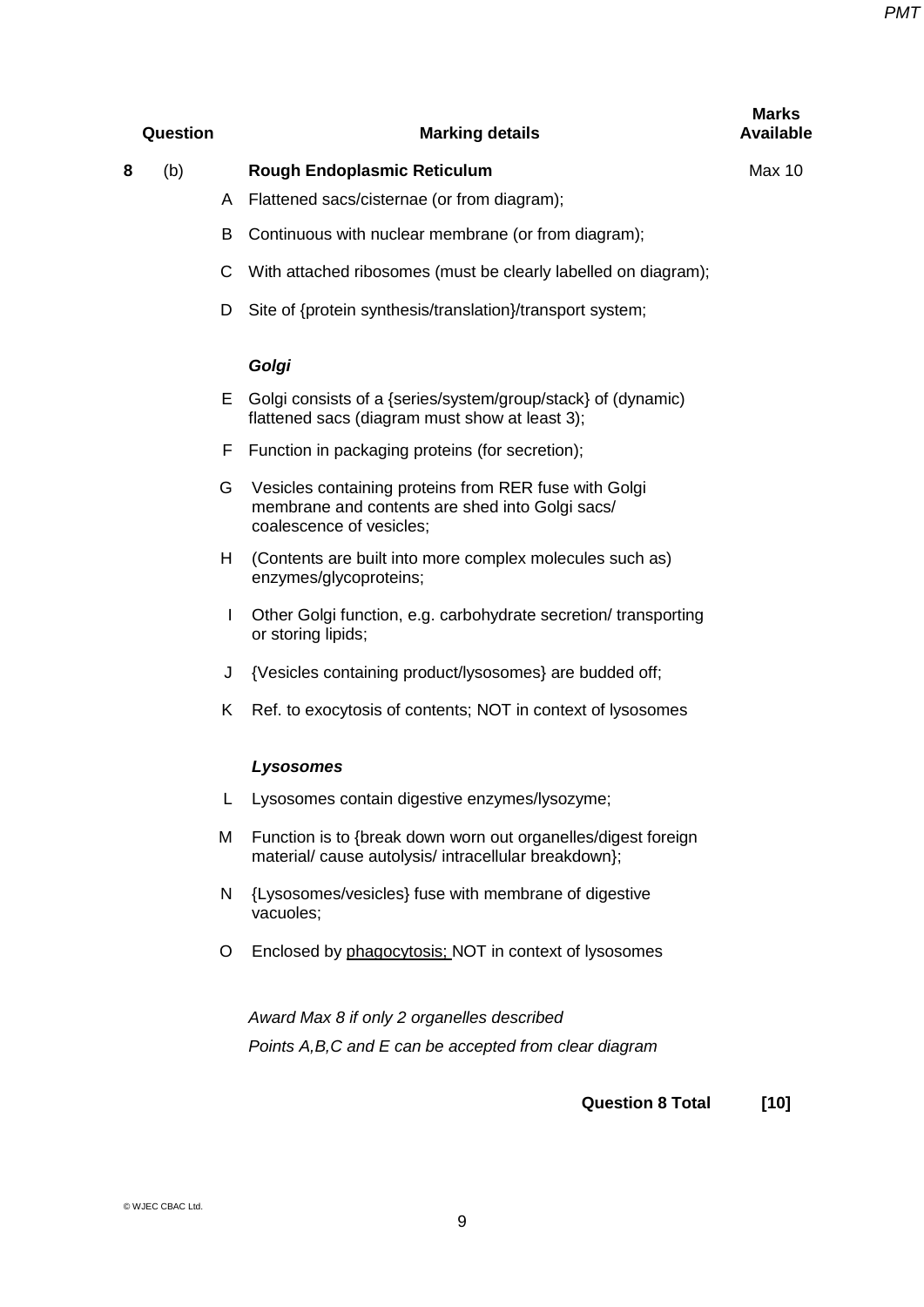| Question | | | Marking details | Marks Available |
|---|---|---|---|---|
| 8 | (b) | | **Rough Endoplasmic Reticulum** | Max 10 |
| | | A | Flattened sacs/cisternae (or from diagram); | |
| | | B | Continuous with nuclear membrane (or from diagram); | |
| | | C | With attached ribosomes (must be clearly labelled on diagram); | |
| | | D | Site of {protein synthesis/translation}/transport system; | |
| | | | ***Golgi*** | |
| | | E | Golgi consists of a {series/system/group/stack} of (dynamic) flattened sacs (diagram must show at least 3); | |
| | | F | Function in packaging proteins (for secretion); | |
| | | G | Vesicles containing proteins from RER fuse with Golgi membrane and contents are shed into Golgi sacs/ coalescence of vesicles; | |
| | | H | (Contents are built into more complex molecules such as) enzymes/glycoproteins; | |
| | | I | Other Golgi function, e.g. carbohydrate secretion/ transporting or storing lipids; | |
| | | J | {Vesicles containing product/lysosomes} are budded off; | |
| | | K | Ref. to exocytosis of contents; NOT in context of lysosomes | |
| | | | ***Lysosomes*** | |
| | | L | Lysosomes contain digestive enzymes/lysozyme; | |
| | | M | Function is to {break down worn out organelles/digest foreign material/ cause autolysis/ intracellular breakdown}; | |
| | | N | {Lysosomes/vesicles} fuse with membrane of digestive vacuoles; | |
| | | O | Enclosed by phagocytosis; NOT in context of lysosomes | |
| | | | *Award Max 8 if only 2 organelles described* | |
| | | | *Points A,B,C and E can be accepted from clear diagram* | |
| | | | **Question 8 Total** | **[10]** |

© WJEC CBAC Ltd.